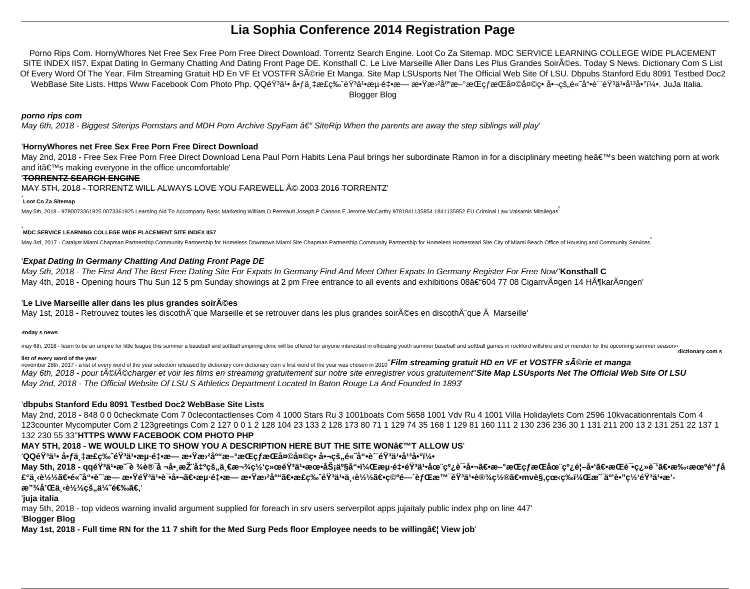# Lia Sophia Conference 2014 Registration Page

Porno Rips Com. HornyWhores Net Free Sex Free Porn Free Direct Download. Torrentz Search Engine. Loot Co Za Sitemap. MDC SERVICE LEARNING COLLEGE WIDE PLACEMENT SITE INDEX IIS7. Expat Dating In Germany Chatting And Dating Front Page DE. Konsthall C. Le Live Marseille Aller Dans Les Plus Grandes SoirÃ©es. Today S News. Dictionary Com S List Of Every Word Of The Year. Film Streaming Gratuit HD En VF Et VOSTFR SÃ©rie Et Manga. Site Map LSUsports Net The Official Web Site Of LSU. Dbpubs Stanford Edu 8091 Testbed Doc2 WebBase Site Lists. Https Www Facebook Com Photo Php. QQéŸ³ä¹• å•ƒä¸‡æ£ç‰ˆéŸ³ä¹•æµ·é‡•æ— æ•Ÿæ›²åº"æ–°æŒçƒæŒå¤©å¤©ç• å•¬çš„é«˜å"•è´¨éŸ³ä¹•å¹³å•°ï¼•. JuJa Italia. Blogger Blog

**porno rips com**

*May 6th, 2018 - Biggest Siterips Pornstars and MDH Porn Archive SpyFam â€“ SiteRip When the parents are away the step siblings will play*'

'**HornyWhores net Free Sex Free Porn Free Direct Download**

May 2nd, 2018 - Free Sex Free Porn Free Direct Download Lena Paul Porn Habits Lena Paul brings her subordinate Ramon in for a disciplinary meeting heâ€™s been watching porn at work and itâ€™s making everyone in the office uncomfortable'

'**~~TORRENTZ SEARCH ENGINE~~**

~~MAY 5TH, 2018 - TORRENTZ WILL ALWAYS LOVE YOU FAREWELL Â© 2003 2016 TORRENTZ~~'

'**Loot Co Za Sitemap**

May 5th, 2018 - 9780073361925 0073361925 Learning Aid To Accompany Basic Marketing William D Perreault Joseph P Cannon E Jerome McCarthy 9781841135854 1841135852 EU Criminal Law Valsamis Mitsilegas'

'**MDC SERVICE LEARNING COLLEGE WIDE PLACEMENT SITE INDEX IIS7**

May 3rd, 2017 - Catalyst Miami Chapman Partnership Community Partnership for Homeless Downtown Miami Site Chapman Partnership Community Partnership for Homeless Homestead Site City of Miami Beach Office of Housing and Community Services'

'***Expat Dating In Germany Chatting And Dating Front Page DE***

*May 5th, 2018 - The First And The Best Free Dating Site For Expats In Germany Find And Meet Other Expats In Germany Register For Free Now*''**Konsthall C**

May 4th, 2018 - Opening hours Thu Sun 12 5 pm Sunday showings at 2 pm Free entrance to all events and exhibitions 08â€“604 77 08 CigarrvÃ¤gen 14 HÃ¶karÃ¤ngen'

'**Le Live Marseille aller dans les plus grandes soirÃ©es**

May 1st, 2018 - Retrouvez toutes les discothÃ¨que Marseille et se retrouver dans les plus grandes soirÃ©es en discothÃ¨que Ã  Marseille'

'**today s news**

may 6th, 2018 - learn to be an umpire for little league this summer a baseball and softball umpiring clinic will be offered for anyone interested in officiating youth summer baseball and softball games in rockford willshire and or mendon for the upcoming summer season''**dictionary com s list of every word of the year**

november 28th, 2017 - a list of every word of the year selection released by dictionary com dictionary com s first word of the year was chosen in 2010''***Film streaming gratuit HD en VF et VOSTFR sÃ©rie et manga***

*May 6th, 2018 - pour tÃ©lÃ©charger et voir les films en streaming gratuitement sur notre site enregistrer vous gratuitement*''***Site Map LSUsports Net The Official Web Site Of LSU***

*May 2nd, 2018 - The Official Website Of LSU S Athletics Department Located In Baton Rouge La And Founded In 1893*'

'**dbpubs Stanford Edu 8091 Testbed Doc2 WebBase Site Lists**

May 2nd, 2018 - 848 0 0 0checkmate Com 7 0clecontactlenses Com 4 1000 Stars Ru 3 1001boats Com 5658 1001 Vdv Ru 4 1001 Villa Holidaylets Com 2596 10kvacationrentals Com 4 123counter Mycomputer Com 2 123greetings Com 2 127 0 0 1 2 128 104 23 133 2 128 173 80 71 1 129 74 35 168 1 129 81 160 111 2 130 236 236 30 1 131 211 200 13 2 131 251 22 137 1 132 230 55 33''**HTTPS WWW FACEBOOK COM PHOTO PHP**

**MAY 5TH, 2018 - WE WOULD LIKE TO SHOW YOU A DESCRIPTION HERE BUT THE SITE WONâ€™T ALLOW US**'

'**QQéŸ³ä¹• å•ƒä¸‡æ£ç‰ˆéŸ³ä¹•æµ·é‡•æ— æ•Ÿæ›²åº"æ–°æŒçƒæŒå¤©å¤©ç• å•¬çš„é«˜å"•è´¨éŸ³ä¹•å¹³å•°ï¼•**

**May 5th, 2018 - qqéŸ³ä¹•æ˜¯è ¾è®¯å ¬å•¸æŽ¨å‡ºçš„ä¸€æ¬¾ç½'ç»œéŸ³ä¹•æœ•åŠ¡äº§å"•ï¼Œæµ·é‡•éŸ³ä¹•åœ¨çº¿è¯•å•¬ã€•æ–°æŒçƒæŒåœ¨çº¿é¦–å'ã€•æŒè¯•ç¿»è¯'ã€•æ‰‹æœºé"ƒå£°ä¸‹è½½ã€•é«˜å"•è´¨æ— æ•ŸéŸ³ä¹•è¯•å•¬ã€•æµ·é‡•æ— æ•Ÿæ›²åº"ã€•æ£ç‰ˆéŸ³ä¹•ä¸‹è½½ã€•ç©ºé—´èƒŒæ™¯éŸ³ä¹•è®¾ç½®ã€•mvè§‚çœ‹ç‰ï¼Œæ˜¯äº'è•"ç½'éŸ³ä¹•æ'­æ"¾å'Œä¸‹è½½çš„ä¼˜é€‰ã€‚**'

'**juja italia**

may 5th, 2018 - top videos warning invalid argument supplied for foreach in srv users serverpilot apps jujaitaly public index php on line 447'

'**Blogger Blog**

**May 1st, 2018 - Full time RN for the 11 7 shift for the Med Surg Peds floor Employee needs to be willingâ€¦ View job**'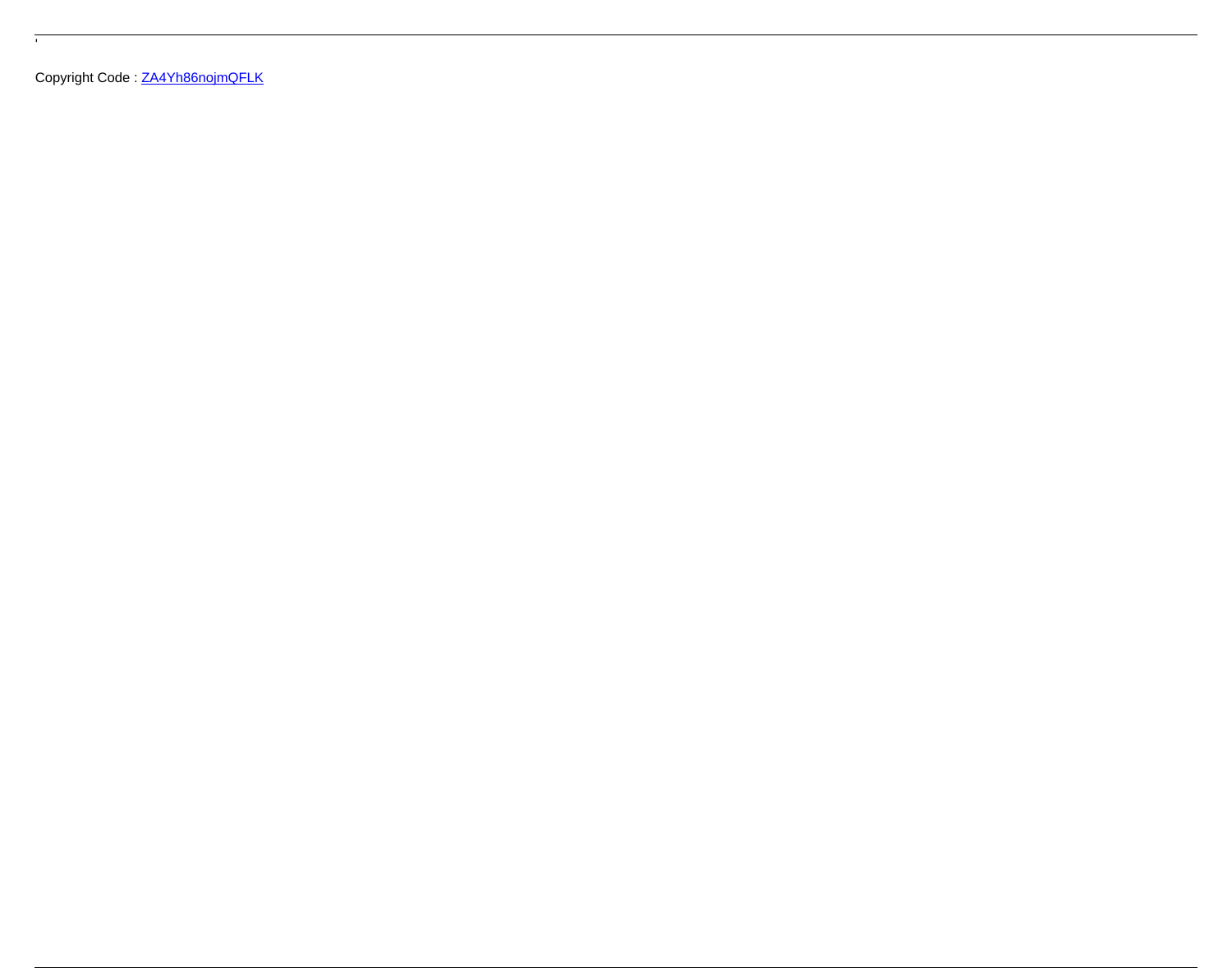Copyright Code : [ZA4Yh86nojmQFLK]